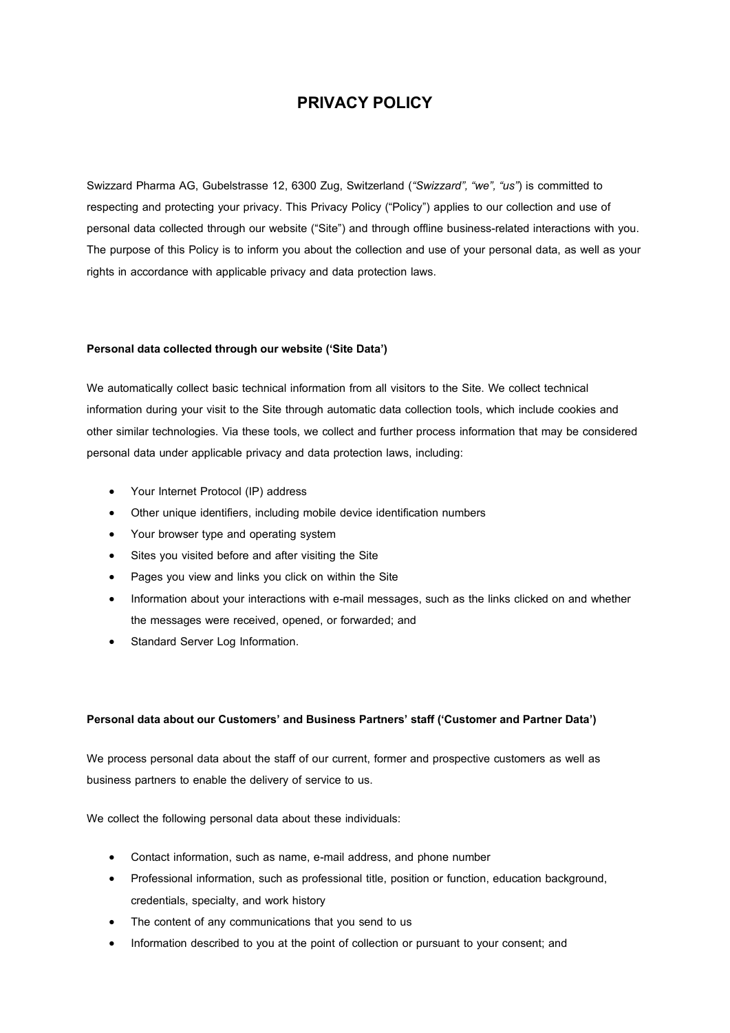# PRIVACY POLICY

Swizzard Pharma AG, Gubelstrasse 12, 6300 Zug, Switzerland (*"Swizzard", "we", "us"*) is committed to respecting and protecting your privacy. This Privacy Policy ("Policy") applies to our collection and use of personal data collected through our website ("Site") and through offline business-related interactions with you. The purpose of this Policy is to inform you about the collection and use of your personal data, as well as your rights in accordance with applicable privacy and data protection laws.

**Personal data collected through our website ('Site Data')**

We automatically collect basic technical information from all visitors to the Site. We collect technical information during your visit to the Site through automatic data collection tools, which include cookies and other similar technologies. Via these tools, we collect and further process information that may be considered personal data under applicable privacy and data protection laws, including:

- Your Internet Protocol (IP) address
- Other unique identifiers, including mobile device identification numbers
- Your browser type and operating system
- Sites you visited before and after visiting the Site
- Pages you view and links you click on within the Site
- Information about your interactions with e-mail messages, such as the links clicked on and whether the messages were received, opened, or forwarded; and
- Standard Server Log Information.

**Personal data about our Customers' and Business Partners' staff ('Customer and Partner Data')**

We process personal data about the staff of our current, former and prospective customers as well as business partners to enable the delivery of service to us.

We collect the following personal data about these individuals:

- Contact information, such as name, e-mail address, and phone number
- Professional information, such as professional title, position or function, education background, credentials, specialty, and work history
- The content of any communications that you send to us
- Information described to you at the point of collection or pursuant to your consent; and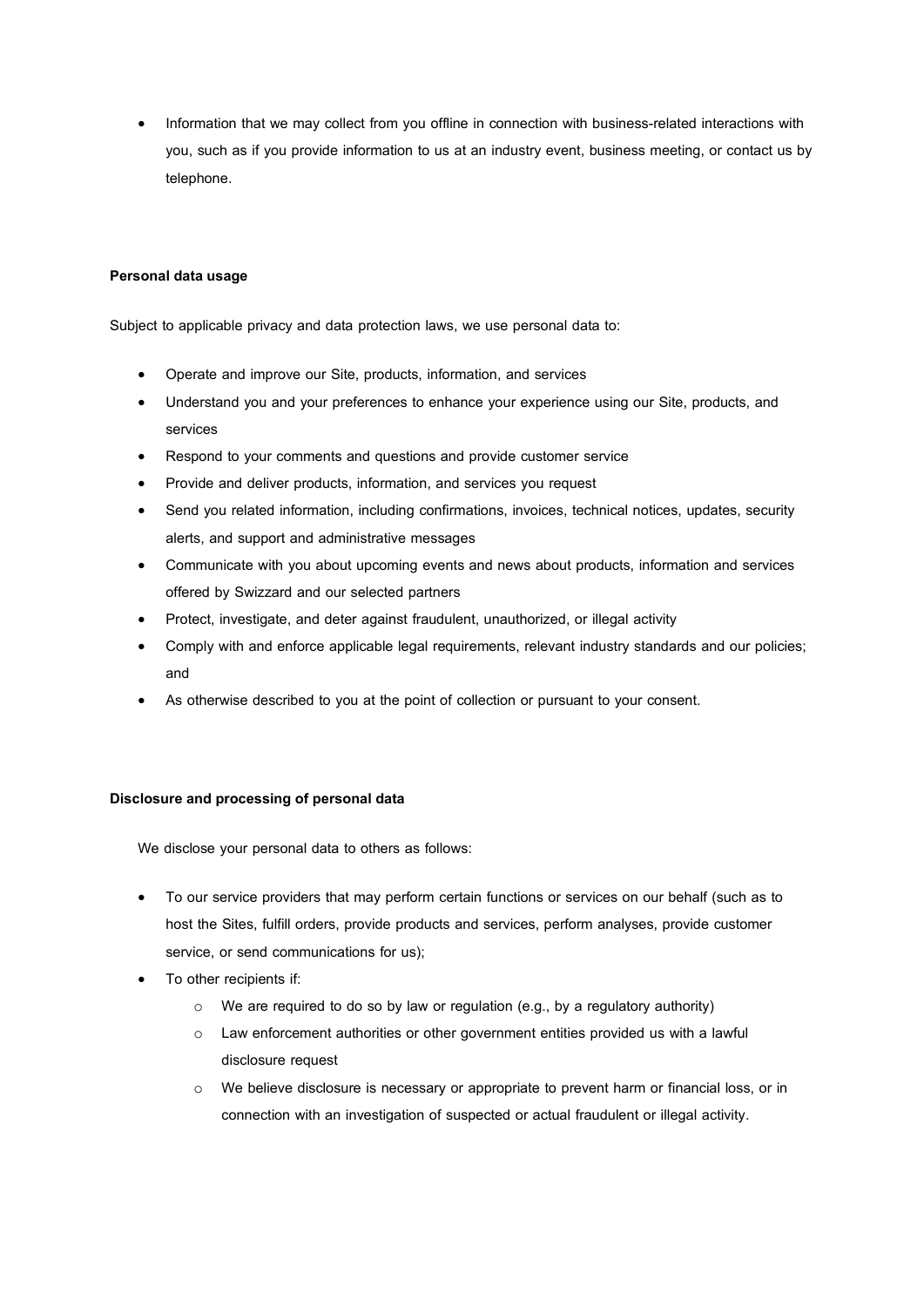- Information that we may collect from you offline in connection with business-related interactions with you, such as if you provide information to us at an industry event, business meeting, or contact us by telephone.

**Personal data usage**

Subject to applicable privacy and data protection laws, we use personal data to:

- Operate and improve our Site, products, information, and services
- Understand you and your preferences to enhance your experience using our Site, products, and services
- Respond to your comments and questions and provide customer service
- Provide and deliver products, information, and services you request
- Send you related information, including confirmations, invoices, technical notices, updates, security alerts, and support and administrative messages
- Communicate with you about upcoming events and news about products, information and services offered by Swizzard and our selected partners
- Protect, investigate, and deter against fraudulent, unauthorized, or illegal activity
- Comply with and enforce applicable legal requirements, relevant industry standards and our policies; and
- As otherwise described to you at the point of collection or pursuant to your consent.

**Disclosure and processing of personal data**

We disclose your personal data to others as follows:

- To our service providers that may perform certain functions or services on our behalf (such as to host the Sites, fulfill orders, provide products and services, perform analyses, provide customer service, or send communications for us);
- To other recipients if:
    - We are required to do so by law or regulation (e.g., by a regulatory authority)
    - Law enforcement authorities or other government entities provided us with a lawful disclosure request
    - We believe disclosure is necessary or appropriate to prevent harm or financial loss, or in connection with an investigation of suspected or actual fraudulent or illegal activity.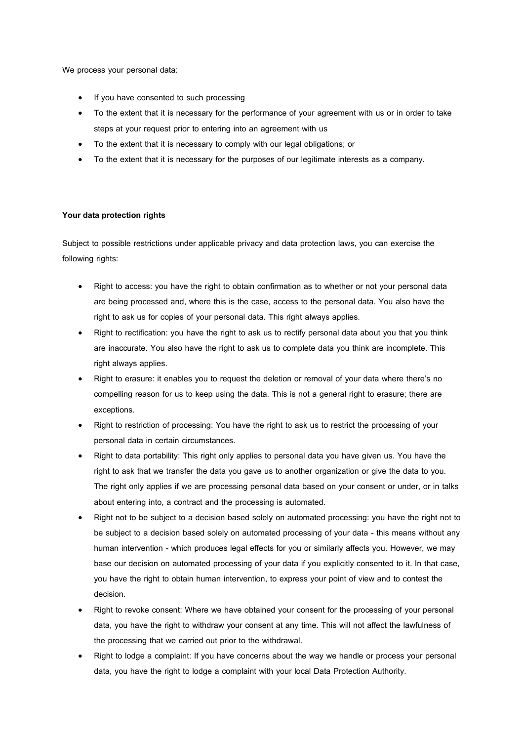We process your personal data:

- If you have consented to such processing
- To the extent that it is necessary for the performance of your agreement with us or in order to take steps at your request prior to entering into an agreement with us
- To the extent that it is necessary to comply with our legal obligations; or
- To the extent that it is necessary for the purposes of our legitimate interests as a company.

**Your data protection rights**

Subject to possible restrictions under applicable privacy and data protection laws, you can exercise the following rights:

- Right to access: you have the right to obtain confirmation as to whether or not your personal data are being processed and, where this is the case, access to the personal data. You also have the right to ask us for copies of your personal data. This right always applies.
- Right to rectification: you have the right to ask us to rectify personal data about you that you think are inaccurate. You also have the right to ask us to complete data you think are incomplete. This right always applies.
- Right to erasure: it enables you to request the deletion or removal of your data where there's no compelling reason for us to keep using the data. This is not a general right to erasure; there are exceptions.
- Right to restriction of processing: You have the right to ask us to restrict the processing of your personal data in certain circumstances.
- Right to data portability: This right only applies to personal data you have given us. You have the right to ask that we transfer the data you gave us to another organization or give the data to you. The right only applies if we are processing personal data based on your consent or under, or in talks about entering into, a contract and the processing is automated.
- Right not to be subject to a decision based solely on automated processing: you have the right not to be subject to a decision based solely on automated processing of your data - this means without any human intervention - which produces legal effects for you or similarly affects you. However, we may base our decision on automated processing of your data if you explicitly consented to it. In that case, you have the right to obtain human intervention, to express your point of view and to contest the decision.
- Right to revoke consent: Where we have obtained your consent for the processing of your personal data, you have the right to withdraw your consent at any time. This will not affect the lawfulness of the processing that we carried out prior to the withdrawal.
- Right to lodge a complaint: If you have concerns about the way we handle or process your personal data, you have the right to lodge a complaint with your local Data Protection Authority.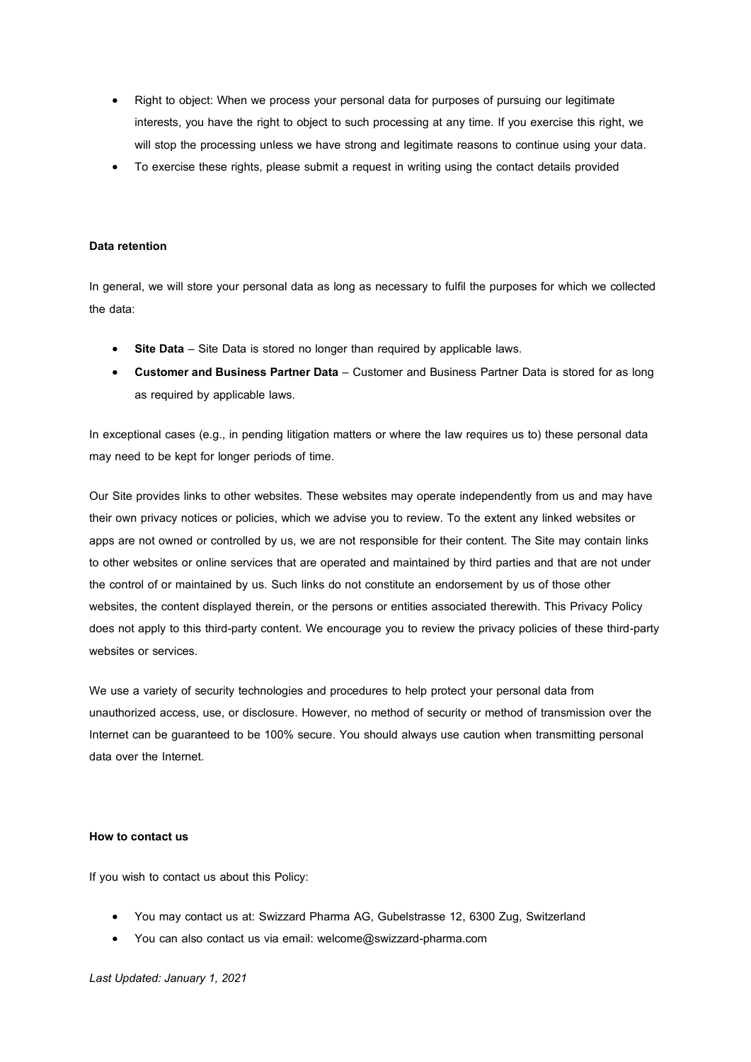- Right to object: When we process your personal data for purposes of pursuing our legitimate interests, you have the right to object to such processing at any time. If you exercise this right, we will stop the processing unless we have strong and legitimate reasons to continue using your data.
- To exercise these rights, please submit a request in writing using the contact details provided

**Data retention**

In general, we will store your personal data as long as necessary to fulfil the purposes for which we collected the data:

- **Site Data** – Site Data is stored no longer than required by applicable laws.
- **Customer and Business Partner Data** – Customer and Business Partner Data is stored for as long as required by applicable laws.

In exceptional cases (e.g., in pending litigation matters or where the law requires us to) these personal data may need to be kept for longer periods of time.

Our Site provides links to other websites. These websites may operate independently from us and may have their own privacy notices or policies, which we advise you to review. To the extent any linked websites or apps are not owned or controlled by us, we are not responsible for their content. The Site may contain links to other websites or online services that are operated and maintained by third parties and that are not under the control of or maintained by us. Such links do not constitute an endorsement by us of those other websites, the content displayed therein, or the persons or entities associated therewith. This Privacy Policy does not apply to this third-party content. We encourage you to review the privacy policies of these third-party websites or services.

We use a variety of security technologies and procedures to help protect your personal data from unauthorized access, use, or disclosure. However, no method of security or method of transmission over the Internet can be guaranteed to be 100% secure. You should always use caution when transmitting personal data over the Internet.

**How to contact us**

If you wish to contact us about this Policy:

- You may contact us at: Swizzard Pharma AG, Gubelstrasse 12, 6300 Zug, Switzerland
- You can also contact us via email: welcome@swizzard-pharma.com

*Last Updated: January 1, 2021*